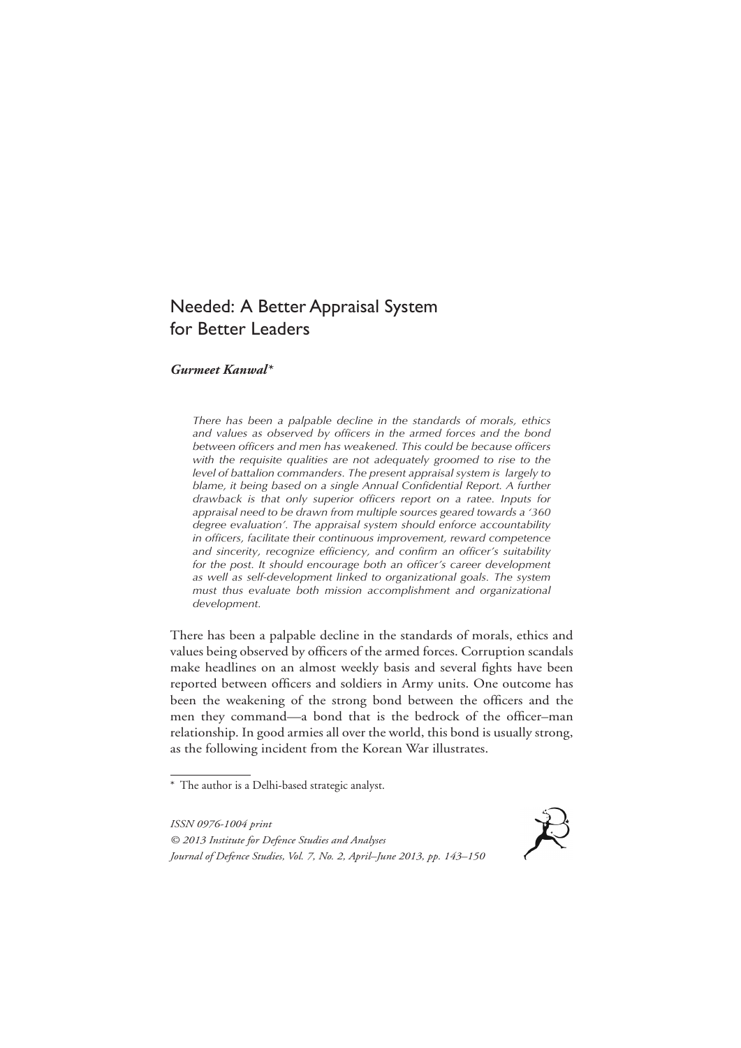# Needed: A Better Appraisal System for Better Leaders

***Gurmeet Kanwal****

*There has been a palpable decline in the standards of morals, ethics and values as observed by officers in the armed forces and the bond between officers and men has weakened. This could be because officers with the requisite qualities are not adequately groomed to rise to the level of battalion commanders. The present appraisal system is largely to blame, it being based on a single Annual Confidential Report. A further drawback is that only superior officers report on a ratee. Inputs for appraisal need to be drawn from multiple sources geared towards a '360 degree evaluation'. The appraisal system should enforce accountability in officers, facilitate their continuous improvement, reward competence and sincerity, recognize efficiency, and confirm an officer's suitability for the post. It should encourage both an officer's career development as well as self-development linked to organizational goals. The system must thus evaluate both mission accomplishment and organizational development.*

There has been a palpable decline in the standards of morals, ethics and values being observed by officers of the armed forces. Corruption scandals make headlines on an almost weekly basis and several fights have been reported between officers and soldiers in Army units. One outcome has been the weakening of the strong bond between the officers and the men they command—a bond that is the bedrock of the officer–man relationship. In good armies all over the world, this bond is usually strong, as the following incident from the Korean War illustrates.

\* The author is a Delhi-based strategic analyst.

*ISSN 0976-1004 print*
*© 2013 Institute for Defence Studies and Analyses*
*Journal of Defence Studies, Vol. 7, No. 2, April–June 2013, pp. 143–150*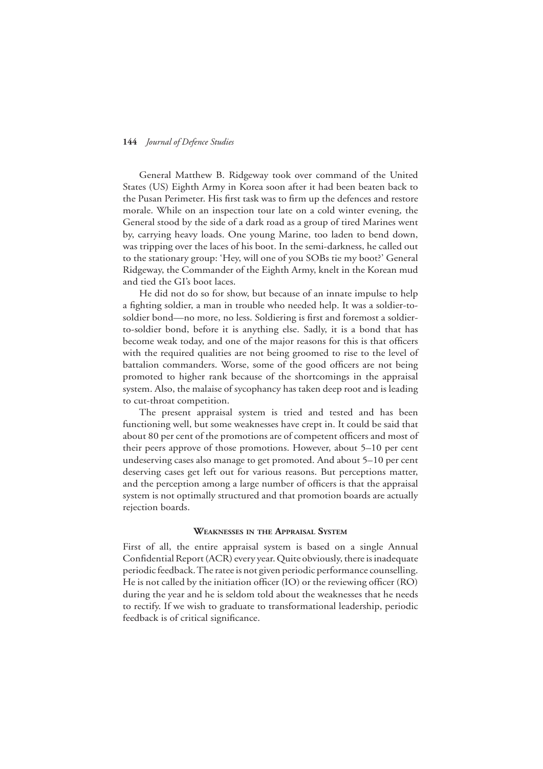General Matthew B. Ridgeway took over command of the United States (US) Eighth Army in Korea soon after it had been beaten back to the Pusan Perimeter. His first task was to firm up the defences and restore morale. While on an inspection tour late on a cold winter evening, the General stood by the side of a dark road as a group of tired Marines went by, carrying heavy loads. One young Marine, too laden to bend down, was tripping over the laces of his boot. In the semi-darkness, he called out to the stationary group: 'Hey, will one of you SOBs tie my boot?' General Ridgeway, the Commander of the Eighth Army, knelt in the Korean mud and tied the GI's boot laces.

He did not do so for show, but because of an innate impulse to help a fighting soldier, a man in trouble who needed help. It was a soldier-to-soldier bond—no more, no less. Soldiering is first and foremost a soldier-to-soldier bond, before it is anything else. Sadly, it is a bond that has become weak today, and one of the major reasons for this is that officers with the required qualities are not being groomed to rise to the level of battalion commanders. Worse, some of the good officers are not being promoted to higher rank because of the shortcomings in the appraisal system. Also, the malaise of sycophancy has taken deep root and is leading to cut-throat competition.

The present appraisal system is tried and tested and has been functioning well, but some weaknesses have crept in. It could be said that about 80 per cent of the promotions are of competent officers and most of their peers approve of those promotions. However, about 5–10 per cent undeserving cases also manage to get promoted. And about 5–10 per cent deserving cases get left out for various reasons. But perceptions matter, and the perception among a large number of officers is that the appraisal system is not optimally structured and that promotion boards are actually rejection boards.

## Weaknesses in the Appraisal System

First of all, the entire appraisal system is based on a single Annual Confidential Report (ACR) every year. Quite obviously, there is inadequate periodic feedback. The ratee is not given periodic performance counselling. He is not called by the initiation officer (IO) or the reviewing officer (RO) during the year and he is seldom told about the weaknesses that he needs to rectify. If we wish to graduate to transformational leadership, periodic feedback is of critical significance.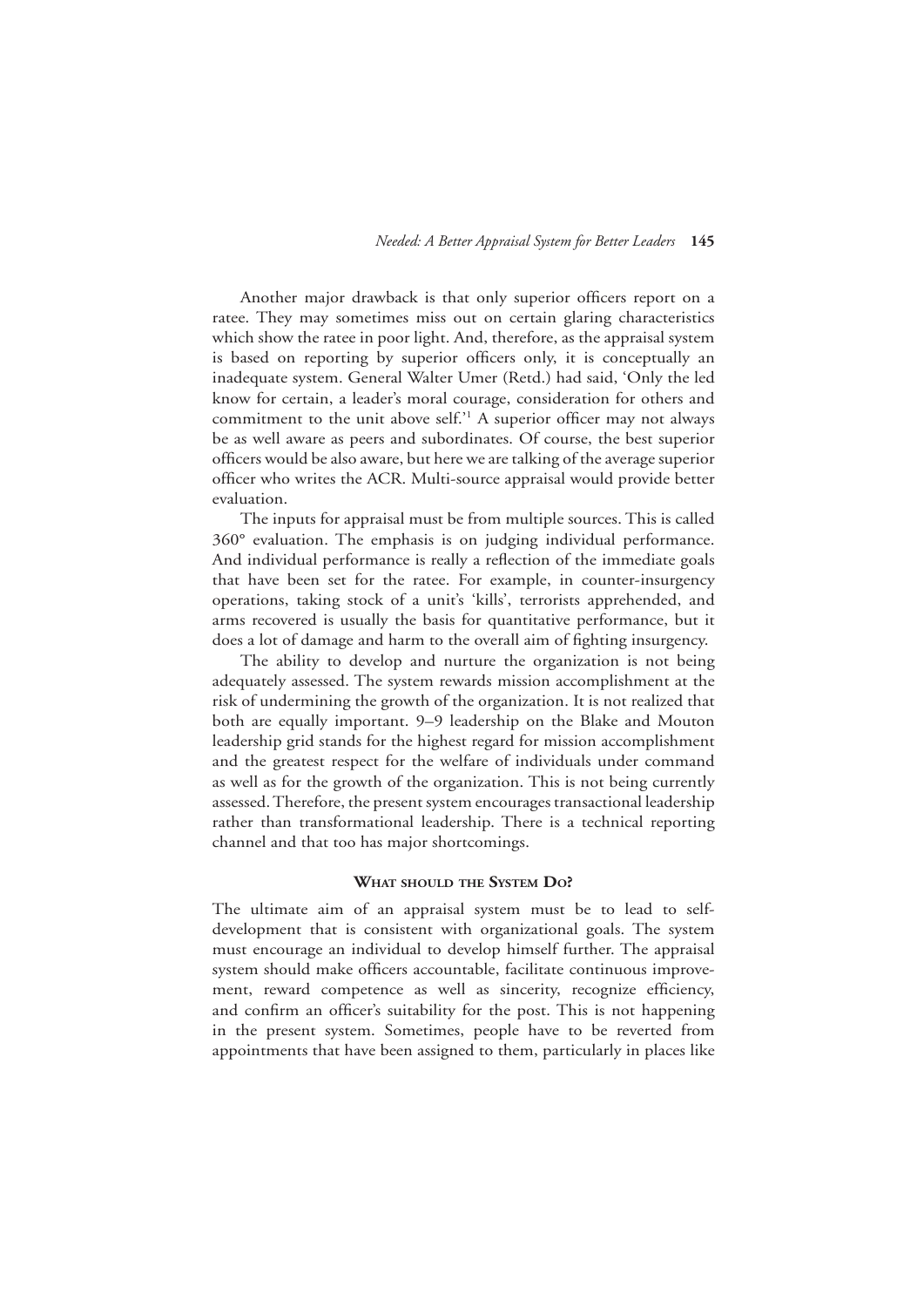Another major drawback is that only superior officers report on a ratee. They may sometimes miss out on certain glaring characteristics which show the ratee in poor light. And, therefore, as the appraisal system is based on reporting by superior officers only, it is conceptually an inadequate system. General Walter Umer (Retd.) had said, 'Only the led know for certain, a leader's moral courage, consideration for others and commitment to the unit above self.'[1] A superior officer may not always be as well aware as peers and subordinates. Of course, the best superior officers would be also aware, but here we are talking of the average superior officer who writes the ACR. Multi-source appraisal would provide better evaluation.

The inputs for appraisal must be from multiple sources. This is called 360° evaluation. The emphasis is on judging individual performance. And individual performance is really a reflection of the immediate goals that have been set for the ratee. For example, in counter-insurgency operations, taking stock of a unit's 'kills', terrorists apprehended, and arms recovered is usually the basis for quantitative performance, but it does a lot of damage and harm to the overall aim of fighting insurgency.

The ability to develop and nurture the organization is not being adequately assessed. The system rewards mission accomplishment at the risk of undermining the growth of the organization. It is not realized that both are equally important. 9–9 leadership on the Blake and Mouton leadership grid stands for the highest regard for mission accomplishment and the greatest respect for the welfare of individuals under command as well as for the growth of the organization. This is not being currently assessed. Therefore, the present system encourages transactional leadership rather than transformational leadership. There is a technical reporting channel and that too has major shortcomings.

## What should the System Do?

The ultimate aim of an appraisal system must be to lead to self-development that is consistent with organizational goals. The system must encourage an individual to develop himself further. The appraisal system should make officers accountable, facilitate continuous improvement, reward competence as well as sincerity, recognize efficiency, and confirm an officer's suitability for the post. This is not happening in the present system. Sometimes, people have to be reverted from appointments that have been assigned to them, particularly in places like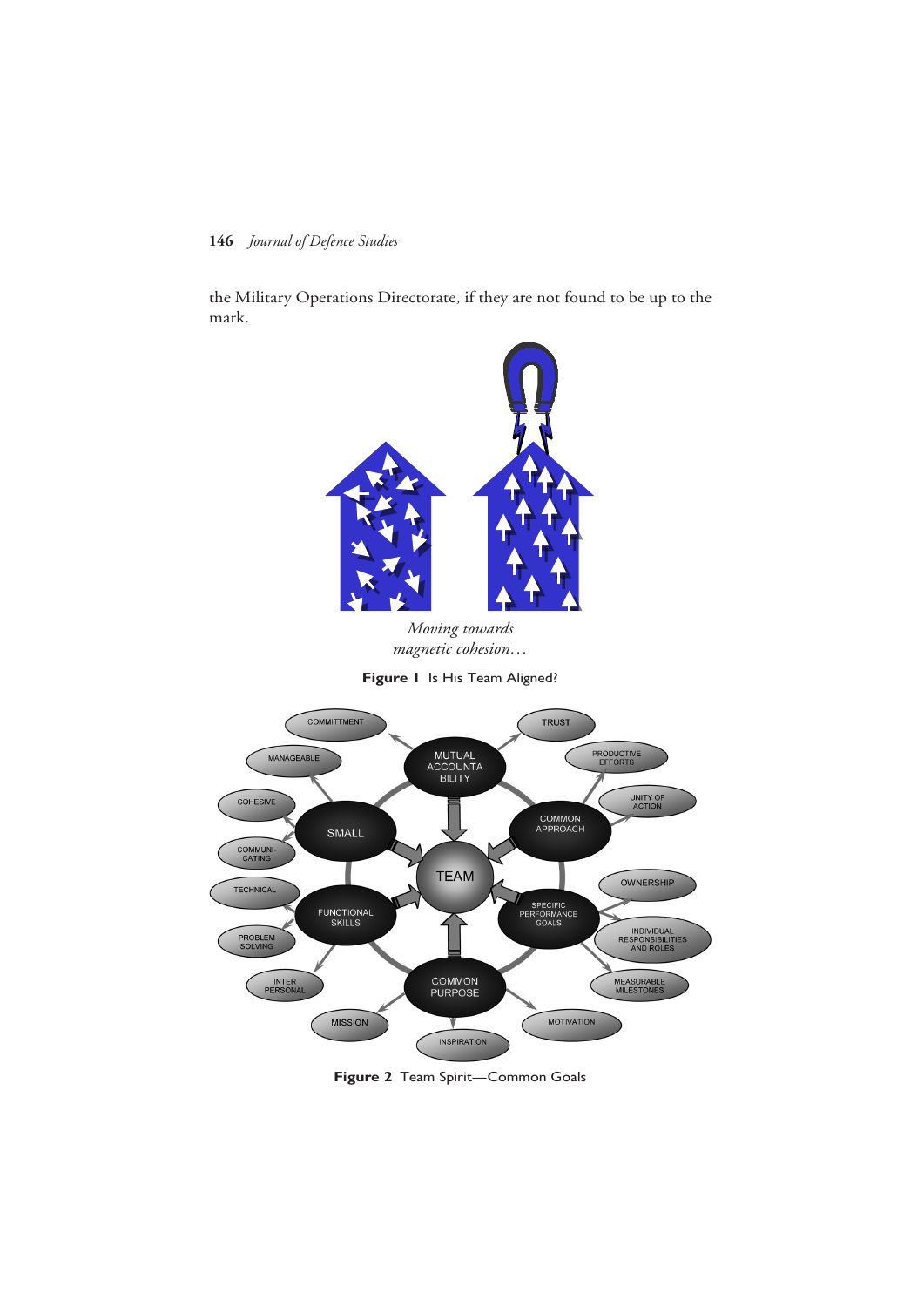the Military Operations Directorate, if they are not found to be up to the mark.

*Moving towards magnetic cohesion…*

**Figure 1** Is His Team Aligned?

**Figure 2** Team Spirit—Common Goals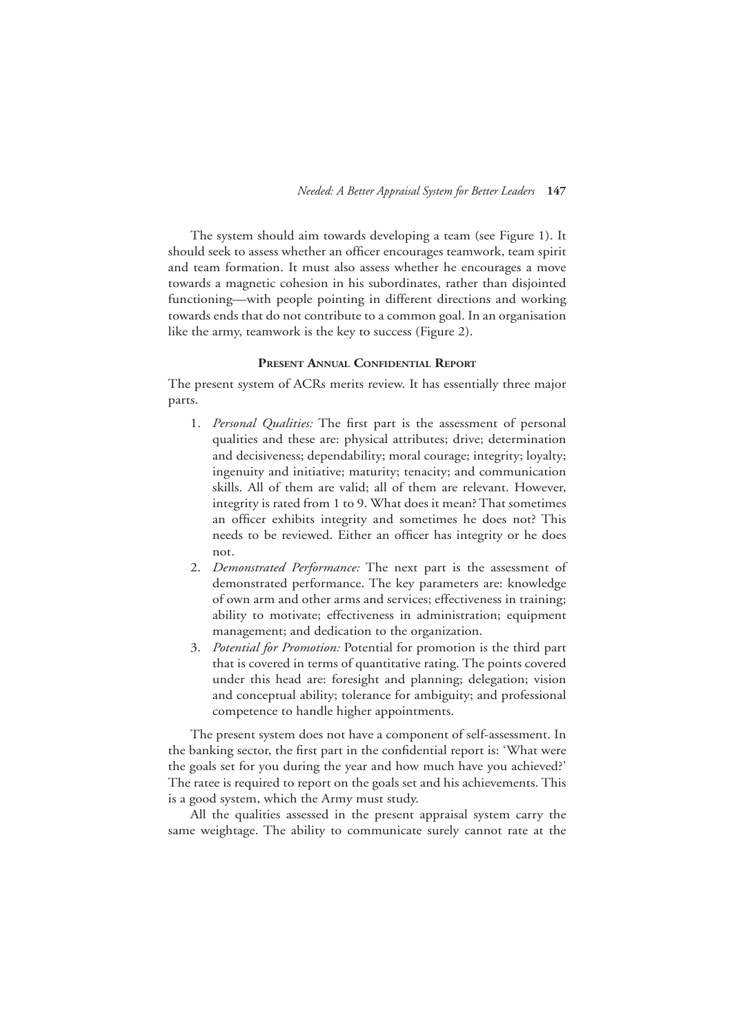The system should aim towards developing a team (see Figure 1). It should seek to assess whether an officer encourages teamwork, team spirit and team formation. It must also assess whether he encourages a move towards a magnetic cohesion in his subordinates, rather than disjointed functioning—with people pointing in different directions and working towards ends that do not contribute to a common goal. In an organisation like the army, teamwork is the key to success (Figure 2).

## Present Annual Confidential Report

The present system of ACRs merits review. It has essentially three major parts.

1. *Personal Qualities:* The first part is the assessment of personal qualities and these are: physical attributes; drive; determination and decisiveness; dependability; moral courage; integrity; loyalty; ingenuity and initiative; maturity; tenacity; and communication skills. All of them are valid; all of them are relevant. However, integrity is rated from 1 to 9. What does it mean? That sometimes an officer exhibits integrity and sometimes he does not? This needs to be reviewed. Either an officer has integrity or he does not.
2. *Demonstrated Performance:* The next part is the assessment of demonstrated performance. The key parameters are: knowledge of own arm and other arms and services; effectiveness in training; ability to motivate; effectiveness in administration; equipment management; and dedication to the organization.
3. *Potential for Promotion:* Potential for promotion is the third part that is covered in terms of quantitative rating. The points covered under this head are: foresight and planning; delegation; vision and conceptual ability; tolerance for ambiguity; and professional competence to handle higher appointments.

The present system does not have a component of self-assessment. In the banking sector, the first part in the confidential report is: 'What were the goals set for you during the year and how much have you achieved?' The ratee is required to report on the goals set and his achievements. This is a good system, which the Army must study.

All the qualities assessed in the present appraisal system carry the same weightage. The ability to communicate surely cannot rate at the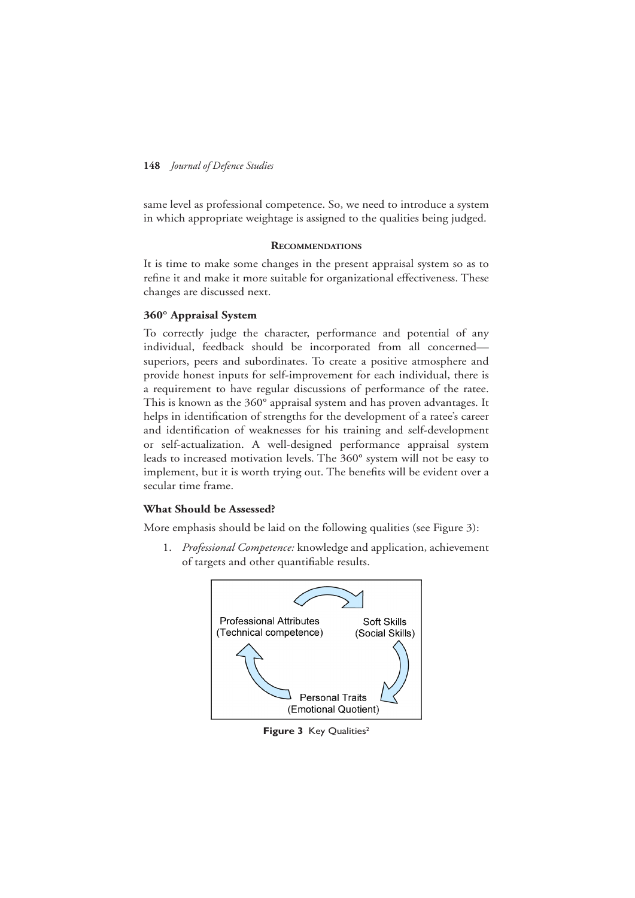same level as professional competence. So, we need to introduce a system in which appropriate weightage is assigned to the qualities being judged.

## Recommendations

It is time to make some changes in the present appraisal system so as to refine it and make it more suitable for organizational effectiveness. These changes are discussed next.

### 360° Appraisal System

To correctly judge the character, performance and potential of any individual, feedback should be incorporated from all concerned—superiors, peers and subordinates. To create a positive atmosphere and provide honest inputs for self-improvement for each individual, there is a requirement to have regular discussions of performance of the ratee. This is known as the 360° appraisal system and has proven advantages. It helps in identification of strengths for the development of a ratee's career and identification of weaknesses for his training and self-development or self-actualization. A well-designed performance appraisal system leads to increased motivation levels. The 360° system will not be easy to implement, but it is worth trying out. The benefits will be evident over a secular time frame.

### What Should be Assessed?

More emphasis should be laid on the following qualities (see Figure 3):

1. *Professional Competence:* knowledge and application, achievement of targets and other quantifiable results.

Professional Attributes (Technical competence)

Soft Skills (Social Skills)

Personal Traits (Emotional Quotient)

**Figure 3** Key Qualities[2]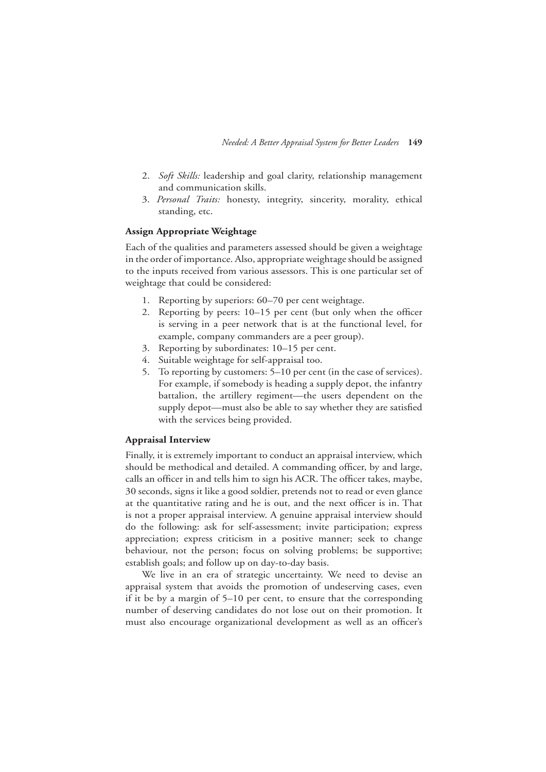2. *Soft Skills:* leadership and goal clarity, relationship management and communication skills.
3. *Personal Traits:* honesty, integrity, sincerity, morality, ethical standing, etc.

**Assign Appropriate Weightage**

Each of the qualities and parameters assessed should be given a weightage in the order of importance. Also, appropriate weightage should be assigned to the inputs received from various assessors. This is one particular set of weightage that could be considered:

1. Reporting by superiors: 60–70 per cent weightage.
2. Reporting by peers: 10–15 per cent (but only when the officer is serving in a peer network that is at the functional level, for example, company commanders are a peer group).
3. Reporting by subordinates: 10–15 per cent.
4. Suitable weightage for self-appraisal too.
5. To reporting by customers: 5–10 per cent (in the case of services). For example, if somebody is heading a supply depot, the infantry battalion, the artillery regiment—the users dependent on the supply depot—must also be able to say whether they are satisfied with the services being provided.

**Appraisal Interview**

Finally, it is extremely important to conduct an appraisal interview, which should be methodical and detailed. A commanding officer, by and large, calls an officer in and tells him to sign his ACR. The officer takes, maybe, 30 seconds, signs it like a good soldier, pretends not to read or even glance at the quantitative rating and he is out, and the next officer is in. That is not a proper appraisal interview. A genuine appraisal interview should do the following: ask for self-assessment; invite participation; express appreciation; express criticism in a positive manner; seek to change behaviour, not the person; focus on solving problems; be supportive; establish goals; and follow up on day-to-day basis.

We live in an era of strategic uncertainty. We need to devise an appraisal system that avoids the promotion of undeserving cases, even if it be by a margin of 5–10 per cent, to ensure that the corresponding number of deserving candidates do not lose out on their promotion. It must also encourage organizational development as well as an officer's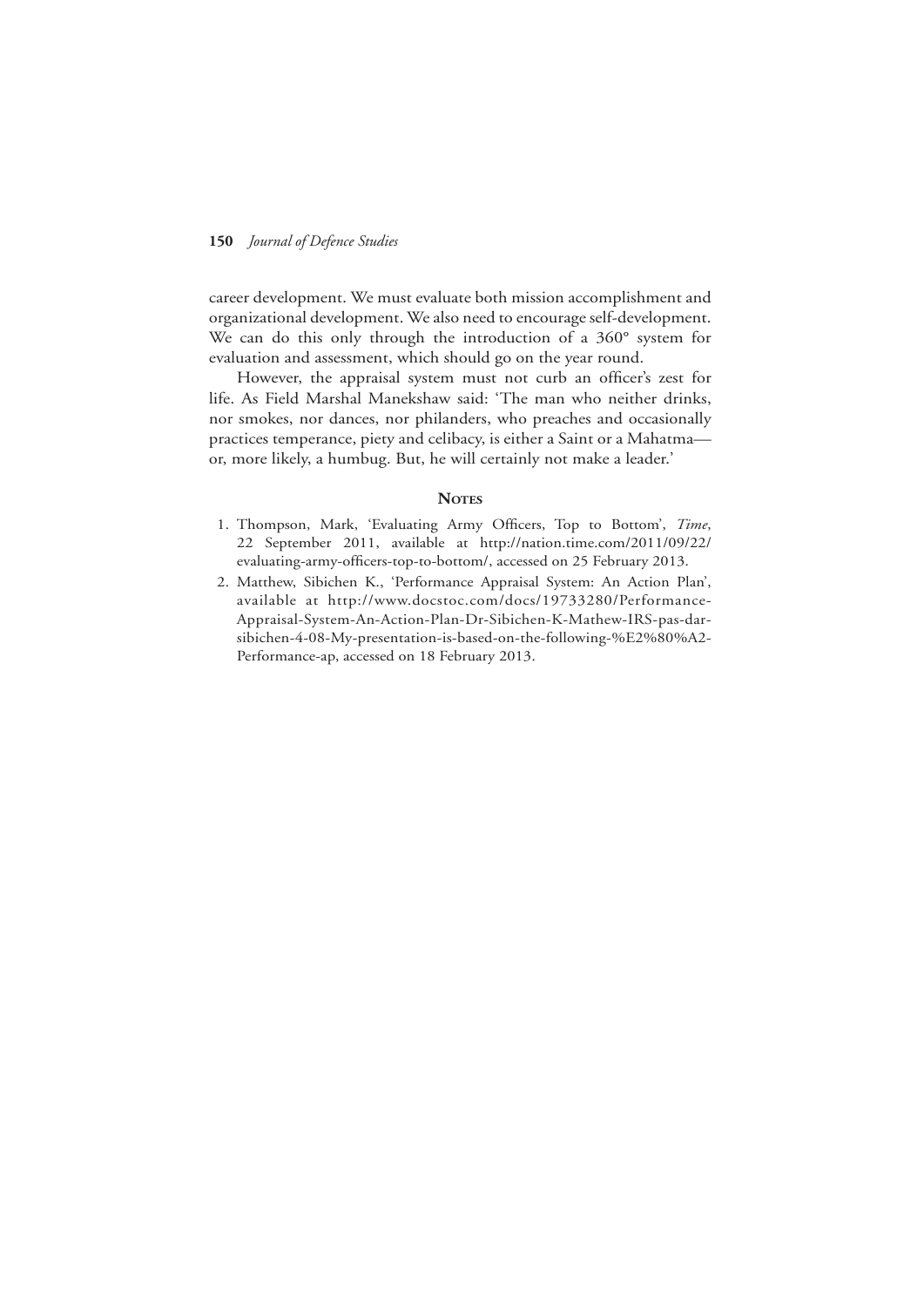career development. We must evaluate both mission accomplishment and organizational development. We also need to encourage self-development. We can do this only through the introduction of a 360° system for evaluation and assessment, which should go on the year round.

However, the appraisal system must not curb an officer's zest for life. As Field Marshal Manekshaw said: 'The man who neither drinks, nor smokes, nor dances, nor philanders, who preaches and occasionally practices temperance, piety and celibacy, is either a Saint or a Mahatma—or, more likely, a humbug. But, he will certainly not make a leader.'

### Notes

1. Thompson, Mark, 'Evaluating Army Officers, Top to Bottom', *Time*, 22 September 2011, available at http://nation.time.com/2011/09/22/evaluating-army-officers-top-to-bottom/, accessed on 25 February 2013.
2. Matthew, Sibichen K., 'Performance Appraisal System: An Action Plan', available at http://www.docstoc.com/docs/19733280/Performance-Appraisal-System-An-Action-Plan-Dr-Sibichen-K-Mathew-IRS-pas-dar-sibichen-4-08-My-presentation-is-based-on-the-following-%E2%80%A2-Performance-ap, accessed on 18 February 2013.